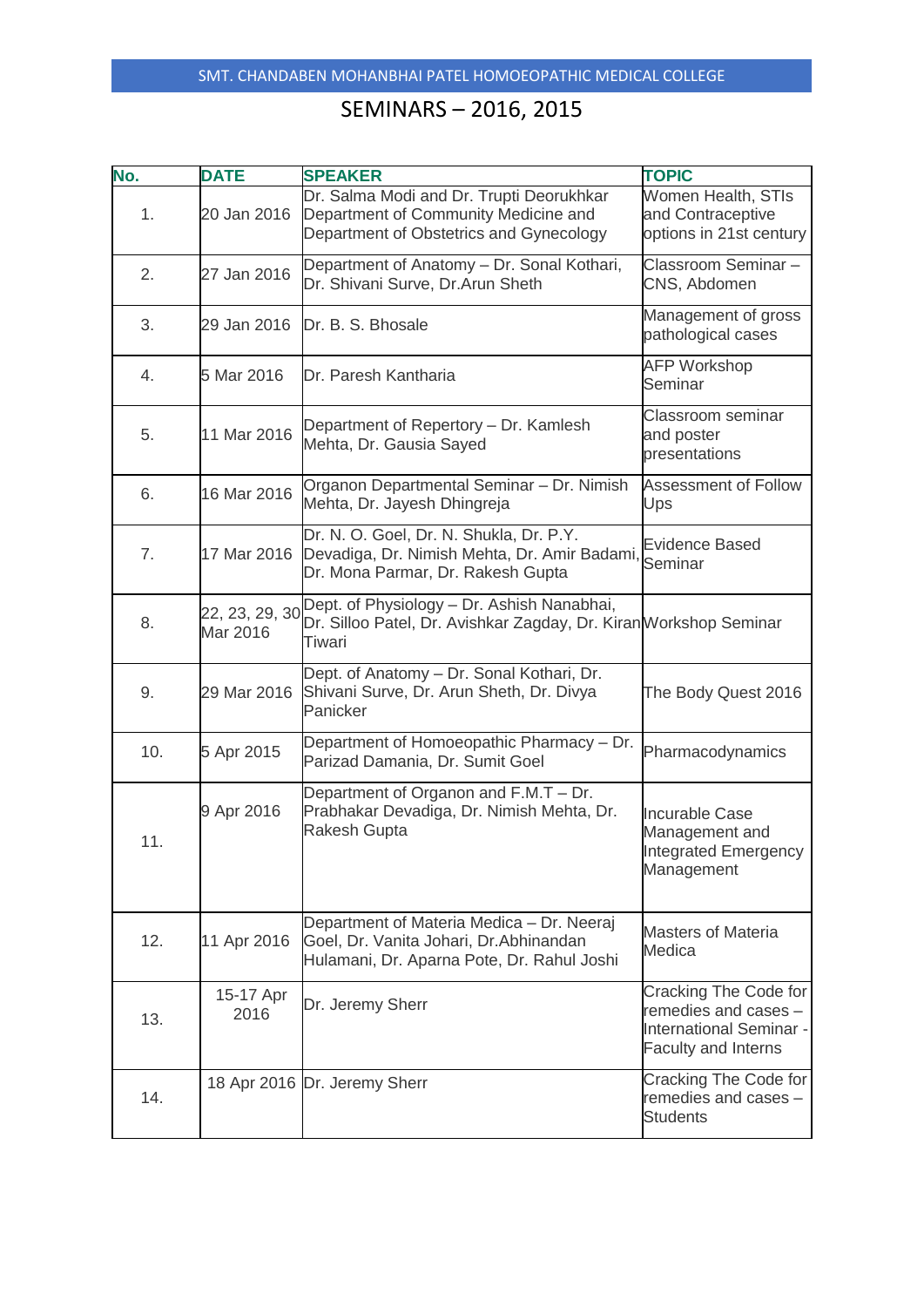SMT. CHANDABEN MOHANBHAI PATEL HOMOEOPATHIC MEDICAL COLLEGE

# SEMINARS – 2016, 2015

| No. | DATE | SPEAKER | TOPIC |
|---|---|---|---|
| 1. | 20 Jan 2016 | Dr. Salma Modi and Dr. Trupti Deorukhkar Department of Community Medicine and Department of Obstetrics and Gynecology | Women Health, STIs and Contraceptive options in 21st century |
| 2. | 27 Jan 2016 | Department of Anatomy – Dr. Sonal Kothari, Dr. Shivani Surve, Dr.Arun Sheth | Classroom Seminar – CNS, Abdomen |
| 3. | 29 Jan 2016 | Dr. B. S. Bhosale | Management of gross pathological cases |
| 4. | 5 Mar 2016 | Dr. Paresh Kantharia | AFP Workshop Seminar |
| 5. | 11 Mar 2016 | Department of Repertory – Dr. Kamlesh Mehta, Dr. Gausia Sayed | Classroom seminar and poster presentations |
| 6. | 16 Mar 2016 | Organon Departmental Seminar – Dr. Nimish Mehta, Dr. Jayesh Dhingreja | Assessment of Follow Ups |
| 7. | 17 Mar 2016 | Dr. N. O. Goel, Dr. N. Shukla, Dr. P.Y. Devadiga, Dr. Nimish Mehta, Dr. Amir Badami, Dr. Mona Parmar, Dr. Rakesh Gupta | Evidence Based Seminar |
| 8. | 22, 23, 29, 30 Mar 2016 | Dept. of Physiology – Dr. Ashish Nanabhai, Dr. Silloo Patel, Dr. Avishkar Zagday, Dr. Kiran Tiwari | Workshop Seminar |
| 9. | 29 Mar 2016 | Dept. of Anatomy – Dr. Sonal Kothari, Dr. Shivani Surve, Dr. Arun Sheth, Dr. Divya Panicker | The Body Quest 2016 |
| 10. | 5 Apr 2015 | Department of Homoeopathic Pharmacy – Dr. Parizad Damania, Dr. Sumit Goel | Pharmacodynamics |
| 11. | 9 Apr 2016 | Department of Organon and F.M.T – Dr. Prabhakar Devadiga, Dr. Nimish Mehta, Dr. Rakesh Gupta | Incurable Case Management and Integrated Emergency Management |
| 12. | 11 Apr 2016 | Department of Materia Medica – Dr. Neeraj Goel, Dr. Vanita Johari, Dr.Abhinandan Hulamani, Dr. Aparna Pote, Dr. Rahul Joshi | Masters of Materia Medica |
| 13. | 15-17 Apr 2016 | Dr. Jeremy Sherr | Cracking The Code for remedies and cases – International Seminar - Faculty and Interns |
| 14. | 18 Apr 2016 | Dr. Jeremy Sherr | Cracking The Code for remedies and cases – Students |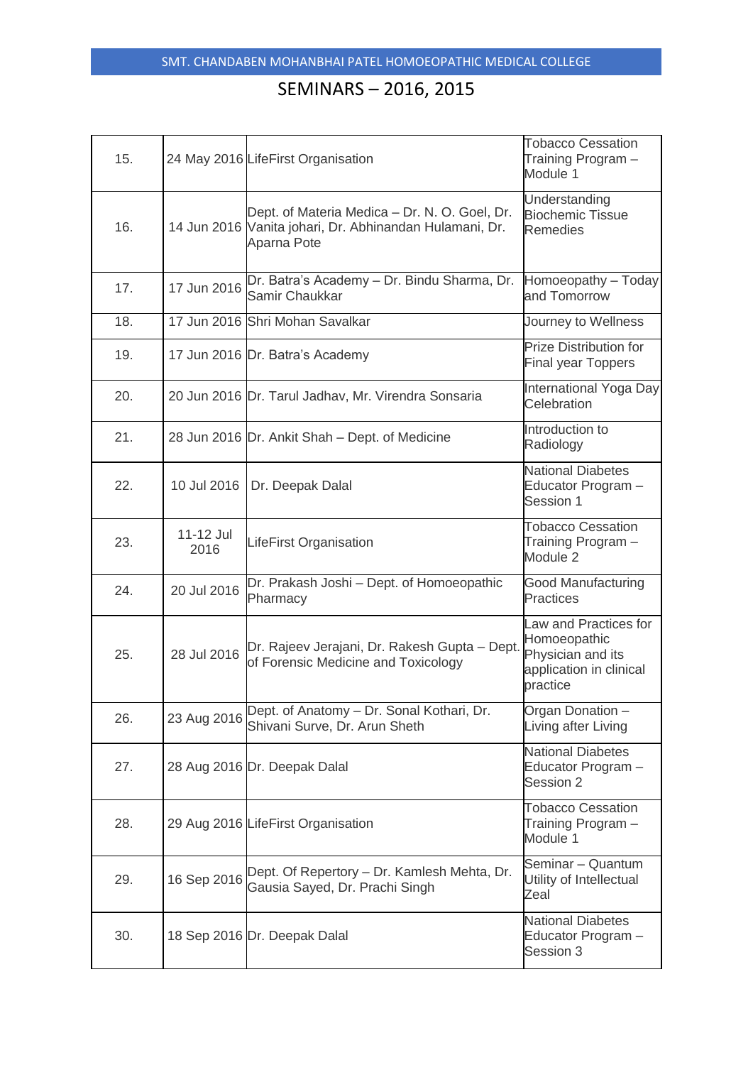SMT. CHANDABEN MOHANBHAI PATEL HOMOEOPATHIC MEDICAL COLLEGE

# SEMINARS – 2016, 2015

| | | | |
|---|---|---|---|
| 15. | 24 May 2016 | LifeFirst Organisation | Tobacco Cessation Training Program – Module 1 |
| 16. | 14 Jun 2016 | Dept. of Materia Medica – Dr. N. O. Goel, Dr. Vanita johari, Dr. Abhinandan Hulamani, Dr. Aparna Pote | Understanding Biochemic Tissue Remedies |
| 17. | 17 Jun 2016 | Dr. Batra's Academy – Dr. Bindu Sharma, Dr. Samir Chaukkar | Homoeopathy – Today and Tomorrow |
| 18. | 17 Jun 2016 | Shri Mohan Savalkar | Journey to Wellness |
| 19. | 17 Jun 2016 | Dr. Batra's Academy | Prize Distribution for Final year Toppers |
| 20. | 20 Jun 2016 | Dr. Tarul Jadhav, Mr. Virendra Sonsaria | International Yoga Day Celebration |
| 21. | 28 Jun 2016 | Dr. Ankit Shah – Dept. of Medicine | Introduction to Radiology |
| 22. | 10 Jul 2016 | Dr. Deepak Dalal | National Diabetes Educator Program – Session 1 |
| 23. | 11-12 Jul 2016 | LifeFirst Organisation | Tobacco Cessation Training Program – Module 2 |
| 24. | 20 Jul 2016 | Dr. Prakash Joshi – Dept. of Homoeopathic Pharmacy | Good Manufacturing Practices |
| 25. | 28 Jul 2016 | Dr. Rajeev Jerajani, Dr. Rakesh Gupta – Dept. of Forensic Medicine and Toxicology | Law and Practices for Homoeopathic Physician and its application in clinical practice |
| 26. | 23 Aug 2016 | Dept. of Anatomy – Dr. Sonal Kothari, Dr. Shivani Surve, Dr. Arun Sheth | Organ Donation – Living after Living |
| 27. | 28 Aug 2016 | Dr. Deepak Dalal | National Diabetes Educator Program – Session 2 |
| 28. | 29 Aug 2016 | LifeFirst Organisation | Tobacco Cessation Training Program – Module 1 |
| 29. | 16 Sep 2016 | Dept. Of Repertory – Dr. Kamlesh Mehta, Dr. Gausia Sayed, Dr. Prachi Singh | Seminar – Quantum Utility of Intellectual Zeal |
| 30. | 18 Sep 2016 | Dr. Deepak Dalal | National Diabetes Educator Program – Session 3 |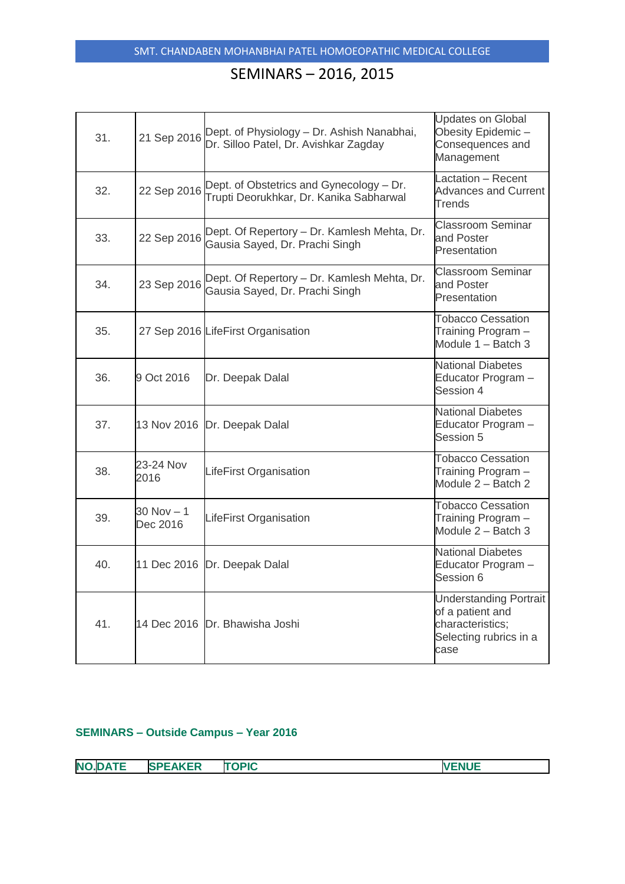# SEMINARS – 2016, 2015

| | | | |
|---|---|---|---|
| 31. | 21 Sep 2016 | Dept. of Physiology – Dr. Ashish Nanabhai, Dr. Silloo Patel, Dr. Avishkar Zagday | Updates on Global Obesity Epidemic – Consequences and Management |
| 32. | 22 Sep 2016 | Dept. of Obstetrics and Gynecology – Dr. Trupti Deorukhkar, Dr. Kanika Sabharwal | Lactation – Recent Advances and Current Trends |
| 33. | 22 Sep 2016 | Dept. Of Repertory – Dr. Kamlesh Mehta, Dr. Gausia Sayed, Dr. Prachi Singh | Classroom Seminar and Poster Presentation |
| 34. | 23 Sep 2016 | Dept. Of Repertory – Dr. Kamlesh Mehta, Dr. Gausia Sayed, Dr. Prachi Singh | Classroom Seminar and Poster Presentation |
| 35. | 27 Sep 2016 | LifeFirst Organisation | Tobacco Cessation Training Program – Module 1 – Batch 3 |
| 36. | 9 Oct 2016 | Dr. Deepak Dalal | National Diabetes Educator Program – Session 4 |
| 37. | 13 Nov 2016 | Dr. Deepak Dalal | National Diabetes Educator Program – Session 5 |
| 38. | 23-24 Nov 2016 | LifeFirst Organisation | Tobacco Cessation Training Program – Module 2 – Batch 2 |
| 39. | 30 Nov – 1 Dec 2016 | LifeFirst Organisation | Tobacco Cessation Training Program – Module 2 – Batch 3 |
| 40. | 11 Dec 2016 | Dr. Deepak Dalal | National Diabetes Educator Program – Session 6 |
| 41. | 14 Dec 2016 | Dr. Bhawisha Joshi | Understanding Portrait of a patient and characteristics; Selecting rubrics in a case |

### SEMINARS – Outside Campus – Year 2016

| NO. | DATE | SPEAKER | TOPIC | VENUE |
|---|---|---|---|---|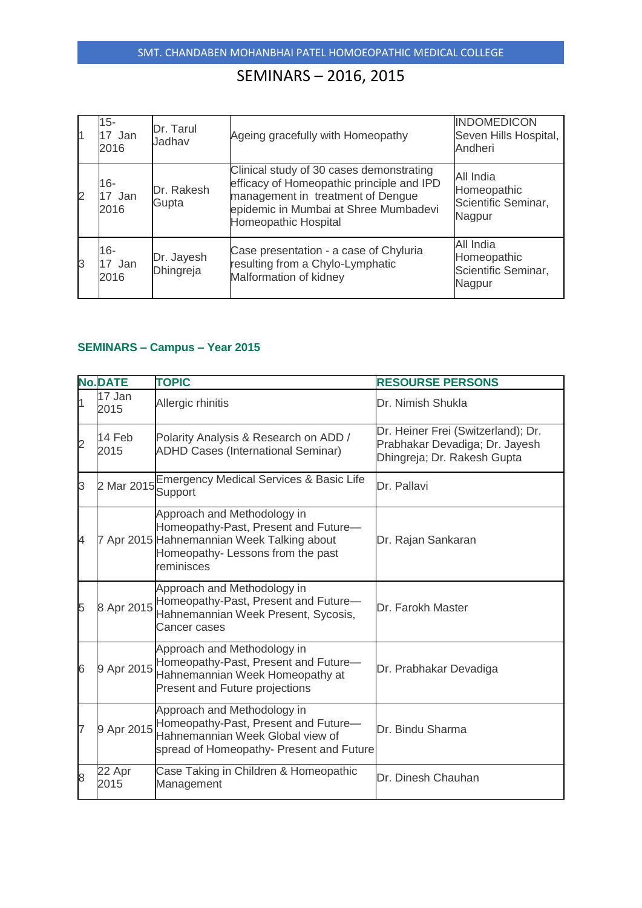# SEMINARS – 2016, 2015

| | | | | |
|---|---|---|---|---|
| 1 | 15-17 Jan 2016 | Dr. Tarul Jadhav | Ageing gracefully with Homeopathy | INDOMEDICON Seven Hills Hospital, Andheri |
| 2 | 16-17 Jan 2016 | Dr. Rakesh Gupta | Clinical study of 30 cases demonstrating efficacy of Homeopathic principle and IPD management in treatment of Dengue epidemic in Mumbai at Shree Mumbadevi Homeopathic Hospital | All India Homeopathic Scientific Seminar, Nagpur |
| 3 | 16-17 Jan 2016 | Dr. Jayesh Dhingreja | Case presentation - a case of Chyluria resulting from a Chylo-Lymphatic Malformation of kidney | All India Homeopathic Scientific Seminar, Nagpur |

### SEMINARS – Campus – Year 2015

| No. | DATE | TOPIC | RESOURSE PERSONS |
|---|---|---|---|
| 1 | 17 Jan 2015 | Allergic rhinitis | Dr. Nimish Shukla |
| 2 | 14 Feb 2015 | Polarity Analysis & Research on ADD / ADHD Cases (International Seminar) | Dr. Heiner Frei (Switzerland); Dr. Prabhakar Devadiga; Dr. Jayesh Dhingreja; Dr. Rakesh Gupta |
| 3 | 2 Mar 2015 | Emergency Medical Services & Basic Life Support | Dr. Pallavi |
| 4 | 7 Apr 2015 | Approach and Methodology in Homeopathy-Past, Present and Future— Hahnemannian Week Talking about Homeopathy- Lessons from the past reminisces | Dr. Rajan Sankaran |
| 5 | 8 Apr 2015 | Approach and Methodology in Homeopathy-Past, Present and Future— Hahnemannian Week Present, Sycosis, Cancer cases | Dr. Farokh Master |
| 6 | 9 Apr 2015 | Approach and Methodology in Homeopathy-Past, Present and Future— Hahnemannian Week Homeopathy at Present and Future projections | Dr. Prabhakar Devadiga |
| 7 | 9 Apr 2015 | Approach and Methodology in Homeopathy-Past, Present and Future— Hahnemannian Week Global view of spread of Homeopathy- Present and Future | Dr. Bindu Sharma |
| 8 | 22 Apr 2015 | Case Taking in Children & Homeopathic Management | Dr. Dinesh Chauhan |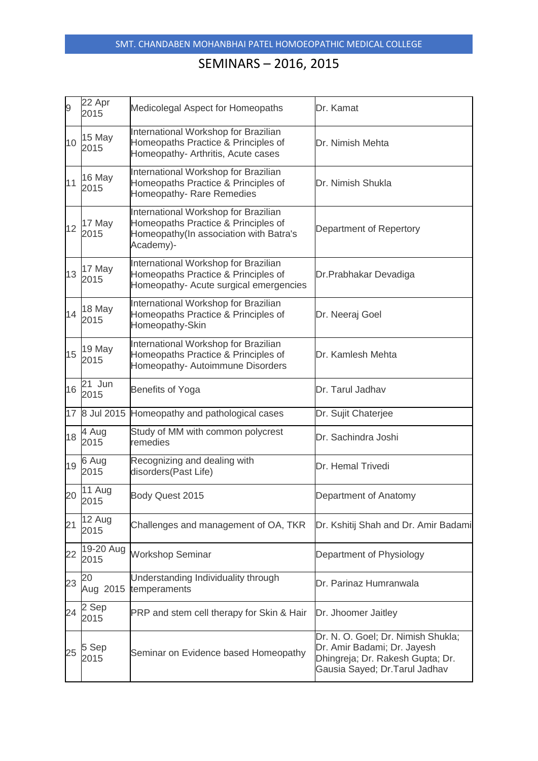SMT. CHANDABEN MOHANBHAI PATEL HOMOEOPATHIC MEDICAL COLLEGE

# SEMINARS – 2016, 2015

| | | | |
|---|---|---|---|
| 9 | 22 Apr 2015 | Medicolegal Aspect for Homeopaths | Dr. Kamat |
| 10 | 15 May 2015 | International Workshop for Brazilian Homeopaths Practice & Principles of Homeopathy- Arthritis, Acute cases | Dr. Nimish Mehta |
| 11 | 16 May 2015 | International Workshop for Brazilian Homeopaths Practice & Principles of Homeopathy- Rare Remedies | Dr. Nimish Shukla |
| 12 | 17 May 2015 | International Workshop for Brazilian Homeopaths Practice & Principles of Homeopathy(In association with Batra's Academy)- | Department of Repertory |
| 13 | 17 May 2015 | International Workshop for Brazilian Homeopaths Practice & Principles of Homeopathy- Acute surgical emergencies | Dr.Prabhakar Devadiga |
| 14 | 18 May 2015 | International Workshop for Brazilian Homeopaths Practice & Principles of Homeopathy-Skin | Dr. Neeraj Goel |
| 15 | 19 May 2015 | International Workshop for Brazilian Homeopaths Practice & Principles of Homeopathy- Autoimmune Disorders | Dr. Kamlesh Mehta |
| 16 | 21 Jun 2015 | Benefits of Yoga | Dr. Tarul Jadhav |
| 17 | 8 Jul 2015 | Homeopathy and pathological cases | Dr. Sujit Chaterjee |
| 18 | 4 Aug 2015 | Study of MM with common polycrest remedies | Dr. Sachindra Joshi |
| 19 | 6 Aug 2015 | Recognizing and dealing with disorders(Past Life) | Dr. Hemal Trivedi |
| 20 | 11 Aug 2015 | Body Quest 2015 | Department of Anatomy |
| 21 | 12 Aug 2015 | Challenges and management of OA, TKR | Dr. Kshitij Shah and Dr. Amir Badami |
| 22 | 19-20 Aug 2015 | Workshop Seminar | Department of Physiology |
| 23 | 20 Aug 2015 | Understanding Individuality through temperaments | Dr. Parinaz Humranwala |
| 24 | 2 Sep 2015 | PRP and stem cell therapy for Skin & Hair | Dr. Jhoomer Jaitley |
| 25 | 5 Sep 2015 | Seminar on Evidence based Homeopathy | Dr. N. O. Goel; Dr. Nimish Shukla; Dr. Amir Badami; Dr. Jayesh Dhingreja; Dr. Rakesh Gupta; Dr. Gausia Sayed; Dr.Tarul Jadhav |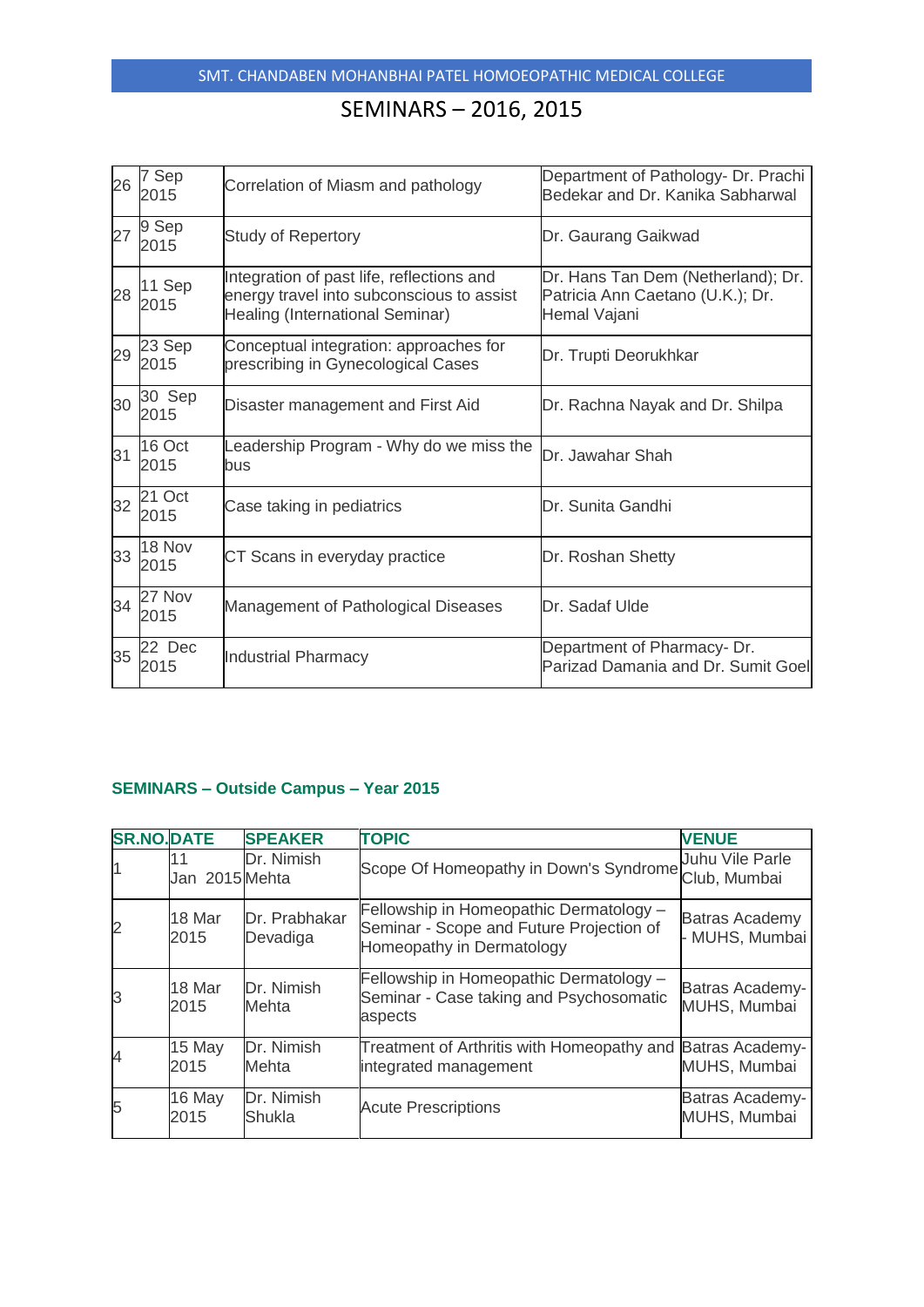# SEMINARS – 2016, 2015

| | | | |
|---|---|---|---|
| 26 | 7 Sep 2015 | Correlation of Miasm and pathology | Department of Pathology- Dr. Prachi Bedekar and Dr. Kanika Sabharwal |
| 27 | 9 Sep 2015 | Study of Repertory | Dr. Gaurang Gaikwad |
| 28 | 11 Sep 2015 | Integration of past life, reflections and energy travel into subconscious to assist Healing (International Seminar) | Dr. Hans Tan Dem (Netherland); Dr. Patricia Ann Caetano (U.K.); Dr. Hemal Vajani |
| 29 | 23 Sep 2015 | Conceptual integration: approaches for prescribing in Gynecological Cases | Dr. Trupti Deorukhkar |
| 30 | 30 Sep 2015 | Disaster management and First Aid | Dr. Rachna Nayak and Dr. Shilpa |
| 31 | 16 Oct 2015 | Leadership Program - Why do we miss the bus | Dr. Jawahar Shah |
| 32 | 21 Oct 2015 | Case taking in pediatrics | Dr. Sunita Gandhi |
| 33 | 18 Nov 2015 | CT Scans in everyday practice | Dr. Roshan Shetty |
| 34 | 27 Nov 2015 | Management of Pathological Diseases | Dr. Sadaf Ulde |
| 35 | 22 Dec 2015 | Industrial Pharmacy | Department of Pharmacy- Dr. Parizad Damania and Dr. Sumit Goel |

### SEMINARS – Outside Campus – Year 2015

| SR.NO. | DATE | SPEAKER | TOPIC | VENUE |
|---|---|---|---|---|
| 1 | 11 Jan 2015 | Dr. Nimish Mehta | Scope Of Homeopathy in Down's Syndrome | Juhu Vile Parle Club, Mumbai |
| 2 | 18 Mar 2015 | Dr. Prabhakar Devadiga | Fellowship in Homeopathic Dermatology – Seminar - Scope and Future Projection of Homeopathy in Dermatology | Batras Academy - MUHS, Mumbai |
| 3 | 18 Mar 2015 | Dr. Nimish Mehta | Fellowship in Homeopathic Dermatology – Seminar - Case taking and Psychosomatic aspects | Batras Academy- MUHS, Mumbai |
| 4 | 15 May 2015 | Dr. Nimish Mehta | Treatment of Arthritis with Homeopathy and integrated management | Batras Academy- MUHS, Mumbai |
| 5 | 16 May 2015 | Dr. Nimish Shukla | Acute Prescriptions | Batras Academy- MUHS, Mumbai |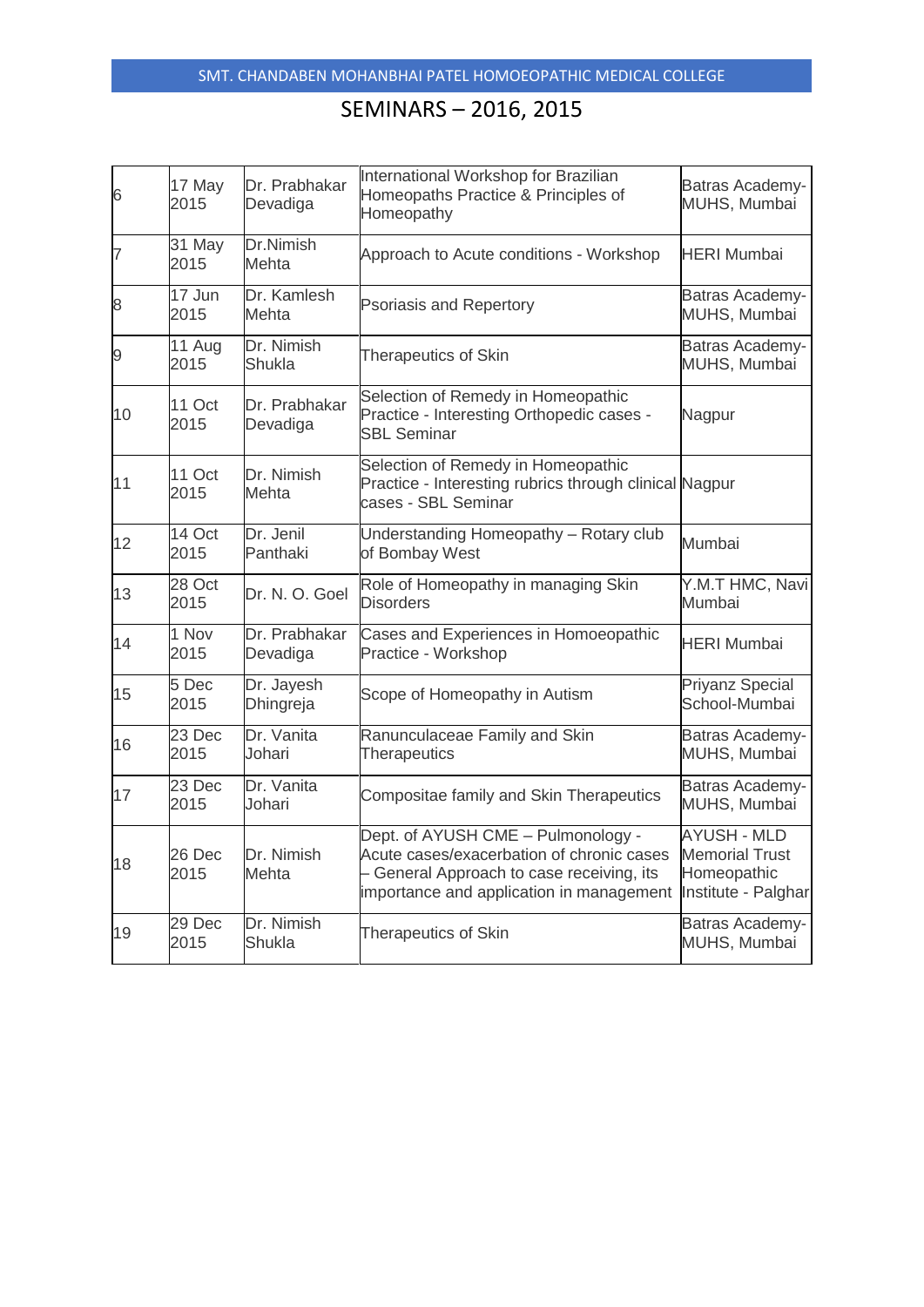# SEMINARS – 2016, 2015

| | | | | |
|---|---|---|---|---|
| 6 | 17 May 2015 | Dr. Prabhakar Devadiga | International Workshop for Brazilian Homeopaths Practice & Principles of Homeopathy | Batras Academy-MUHS, Mumbai |
| 7 | 31 May 2015 | Dr.Nimish Mehta | Approach to Acute conditions - Workshop | HERI Mumbai |
| 8 | 17 Jun 2015 | Dr. Kamlesh Mehta | Psoriasis and Repertory | Batras Academy-MUHS, Mumbai |
| 9 | 11 Aug 2015 | Dr. Nimish Shukla | Therapeutics of Skin | Batras Academy-MUHS, Mumbai |
| 10 | 11 Oct 2015 | Dr. Prabhakar Devadiga | Selection of Remedy in Homeopathic Practice - Interesting Orthopedic cases - SBL Seminar | Nagpur |
| 11 | 11 Oct 2015 | Dr. Nimish Mehta | Selection of Remedy in Homeopathic Practice - Interesting rubrics through clinical cases - SBL Seminar | Nagpur |
| 12 | 14 Oct 2015 | Dr. Jenil Panthaki | Understanding Homeopathy – Rotary club of Bombay West | Mumbai |
| 13 | 28 Oct 2015 | Dr. N. O. Goel | Role of Homeopathy in managing Skin Disorders | Y.M.T HMC, Navi Mumbai |
| 14 | 1 Nov 2015 | Dr. Prabhakar Devadiga | Cases and Experiences in Homoeopathic Practice - Workshop | HERI Mumbai |
| 15 | 5 Dec 2015 | Dr. Jayesh Dhingreja | Scope of Homeopathy in Autism | Priyanz Special School-Mumbai |
| 16 | 23 Dec 2015 | Dr. Vanita Johari | Ranunculaceae Family and Skin Therapeutics | Batras Academy-MUHS, Mumbai |
| 17 | 23 Dec 2015 | Dr. Vanita Johari | Compositae family and Skin Therapeutics | Batras Academy-MUHS, Mumbai |
| 18 | 26 Dec 2015 | Dr. Nimish Mehta | Dept. of AYUSH CME – Pulmonology - Acute cases/exacerbation of chronic cases – General Approach to case receiving, its importance and application in management | AYUSH - MLD Memorial Trust Homeopathic Institute - Palghar |
| 19 | 29 Dec 2015 | Dr. Nimish Shukla | Therapeutics of Skin | Batras Academy-MUHS, Mumbai |